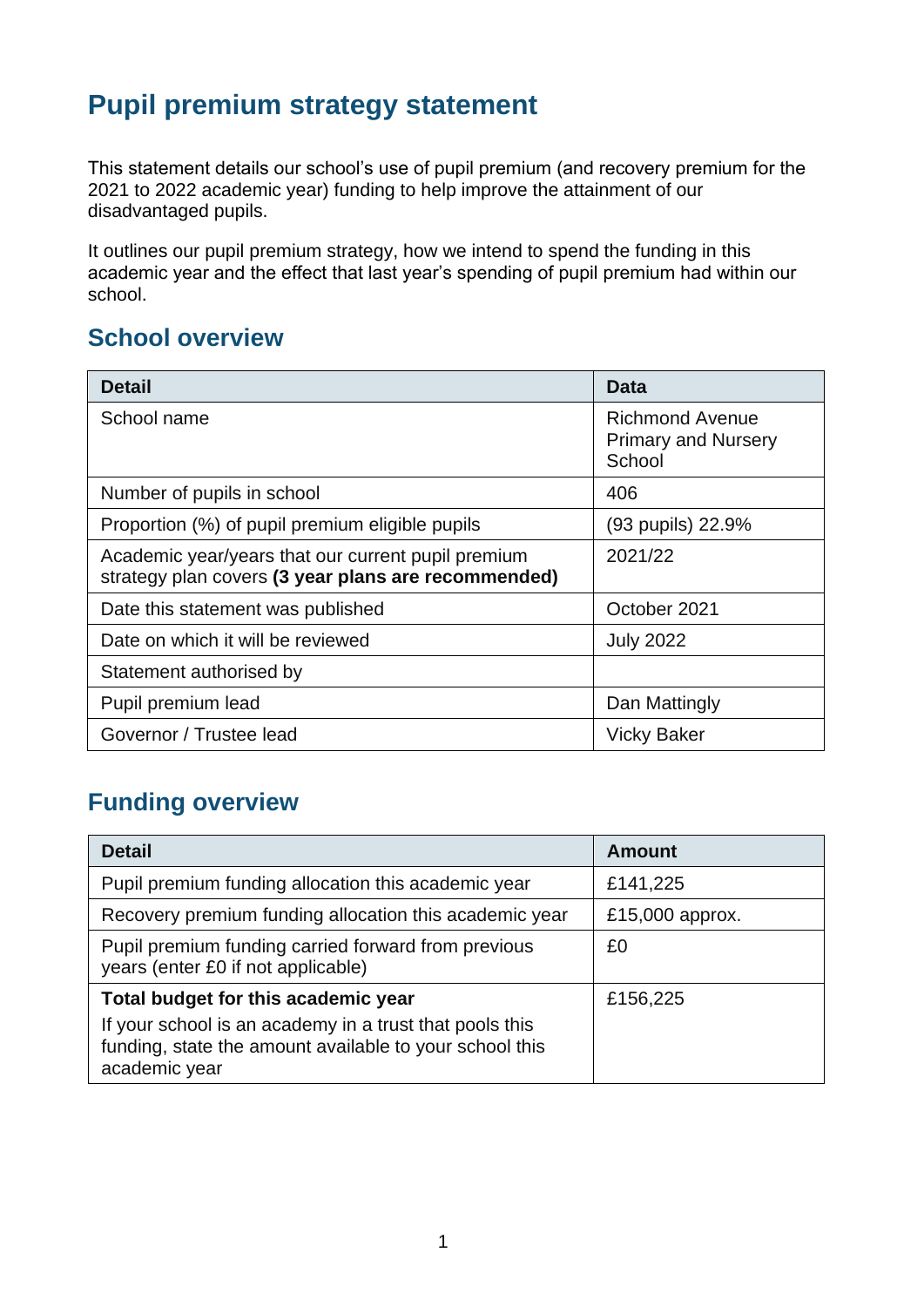# Pupil premium strategy statement

This statement details our school's use of pupil premium (and recovery premium for the 2021 to 2022 academic year) funding to help improve the attainment of our disadvantaged pupils.

It outlines our pupil premium strategy, how we intend to spend the funding in this academic year and the effect that last year's spending of pupil premium had within our school.

## School overview

| Detail | Data |
|---|---|
| School name | Richmond Avenue Primary and Nursery School |
| Number of pupils in school | 406 |
| Proportion (%) of pupil premium eligible pupils | (93 pupils) 22.9% |
| Academic year/years that our current pupil premium strategy plan covers **(3 year plans are recommended)** | 2021/22 |
| Date this statement was published | October 2021 |
| Date on which it will be reviewed | July 2022 |
| Statement authorised by | |
| Pupil premium lead | Dan Mattingly |
| Governor / Trustee lead | Vicky Baker |

## Funding overview

| Detail | Amount |
|---|---|
| Pupil premium funding allocation this academic year | £141,225 |
| Recovery premium funding allocation this academic year | £15,000 approx. |
| Pupil premium funding carried forward from previous years (enter £0 if not applicable) | £0 |
| **Total budget for this academic year**<br>If your school is an academy in a trust that pools this funding, state the amount available to your school this academic year | £156,225 |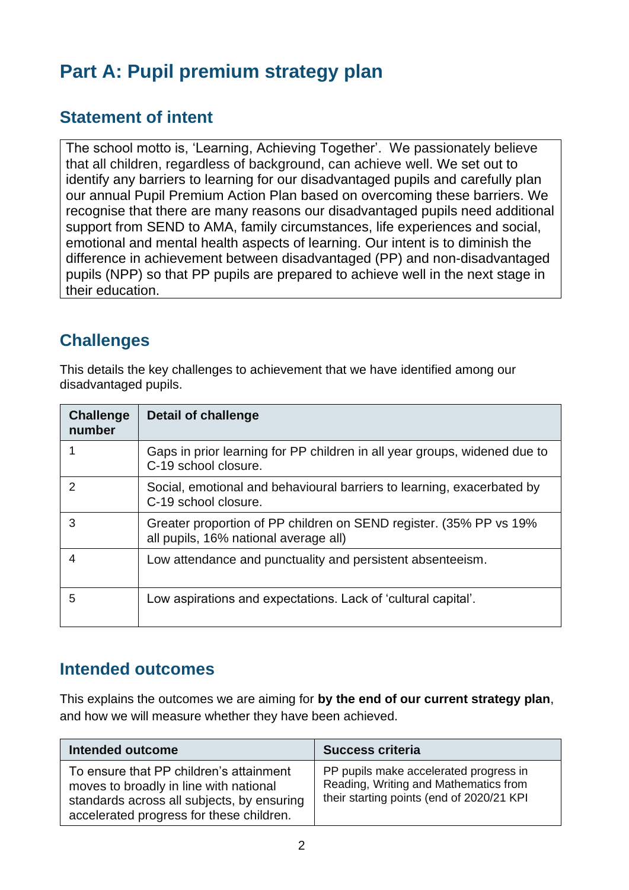# Part A: Pupil premium strategy plan

## Statement of intent

The school motto is, 'Learning, Achieving Together'. We passionately believe that all children, regardless of background, can achieve well. We set out to identify any barriers to learning for our disadvantaged pupils and carefully plan our annual Pupil Premium Action Plan based on overcoming these barriers. We recognise that there are many reasons our disadvantaged pupils need additional support from SEND to AMA, family circumstances, life experiences and social, emotional and mental health aspects of learning. Our intent is to diminish the difference in achievement between disadvantaged (PP) and non-disadvantaged pupils (NPP) so that PP pupils are prepared to achieve well in the next stage in their education.

## Challenges

This details the key challenges to achievement that we have identified among our disadvantaged pupils.

| Challenge number | Detail of challenge |
|---|---|
| 1 | Gaps in prior learning for PP children in all year groups, widened due to C-19 school closure. |
| 2 | Social, emotional and behavioural barriers to learning, exacerbated by C-19 school closure. |
| 3 | Greater proportion of PP children on SEND register. (35% PP vs 19% all pupils, 16% national average all) |
| 4 | Low attendance and punctuality and persistent absenteeism. |
| 5 | Low aspirations and expectations. Lack of 'cultural capital'. |

## Intended outcomes

This explains the outcomes we are aiming for **by the end of our current strategy plan**, and how we will measure whether they have been achieved.

| Intended outcome | Success criteria |
|---|---|
| To ensure that PP children's attainment moves to broadly in line with national standards across all subjects, by ensuring accelerated progress for these children. | PP pupils make accelerated progress in Reading, Writing and Mathematics from their starting points (end of 2020/21 KPI |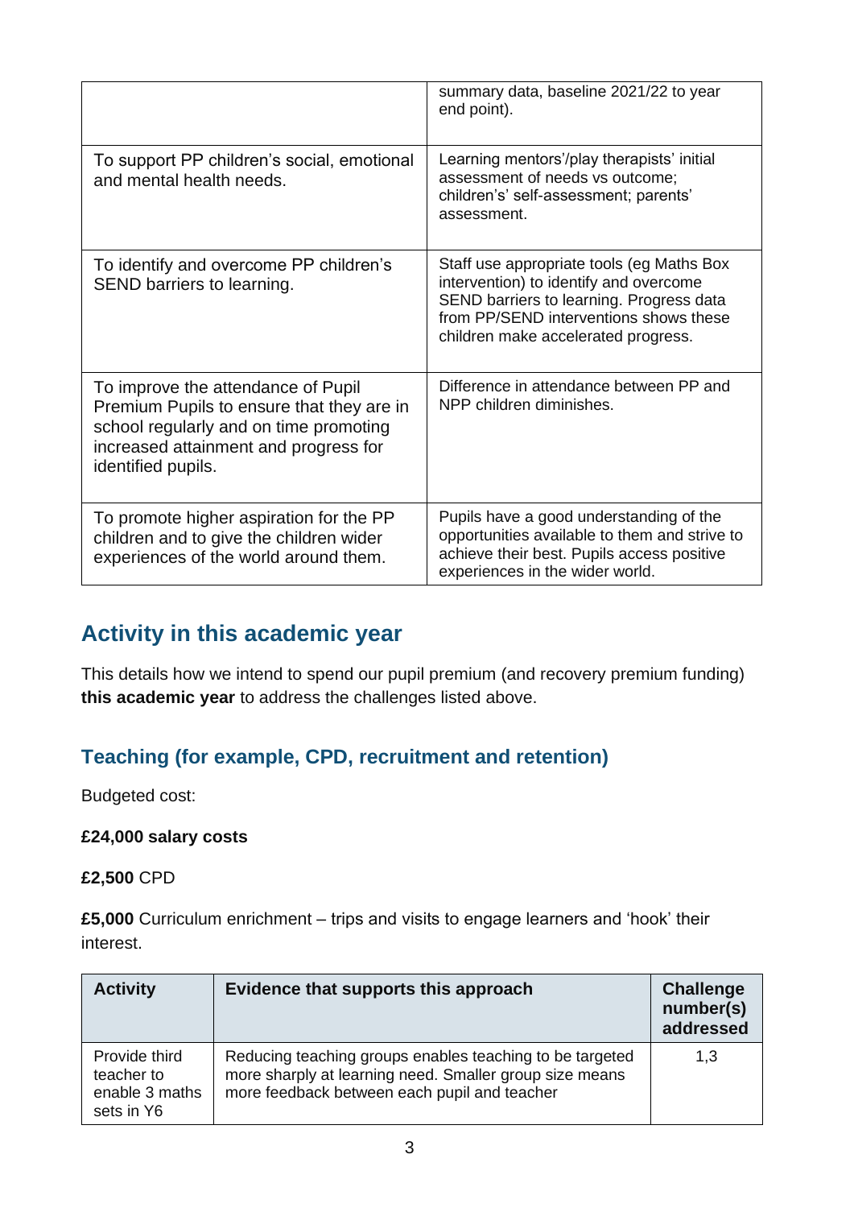| | |
|---|---|
| | summary data, baseline 2021/22 to year end point). |
| To support PP children's social, emotional and mental health needs. | Learning mentors'/play therapists' initial assessment of needs vs outcome; children's' self-assessment; parents' assessment. |
| To identify and overcome PP children's SEND barriers to learning. | Staff use appropriate tools (eg Maths Box intervention) to identify and overcome SEND barriers to learning. Progress data from PP/SEND interventions shows these children make accelerated progress. |
| To improve the attendance of Pupil Premium Pupils to ensure that they are in school regularly and on time promoting increased attainment and progress for identified pupils. | Difference in attendance between PP and NPP children diminishes. |
| To promote higher aspiration for the PP children and to give the children wider experiences of the world around them. | Pupils have a good understanding of the opportunities available to them and strive to achieve their best. Pupils access positive experiences in the wider world. |

## Activity in this academic year

This details how we intend to spend our pupil premium (and recovery premium funding) **this academic year** to address the challenges listed above.

### Teaching (for example, CPD, recruitment and retention)

Budgeted cost:

**£24,000 salary costs**

**£2,500** CPD

**£5,000** Curriculum enrichment – trips and visits to engage learners and 'hook' their interest.

| Activity | Evidence that supports this approach | Challenge number(s) addressed |
|---|---|---|
| Provide third teacher to enable 3 maths sets in Y6 | Reducing teaching groups enables teaching to be targeted more sharply at learning need. Smaller group size means more feedback between each pupil and teacher | 1,3 |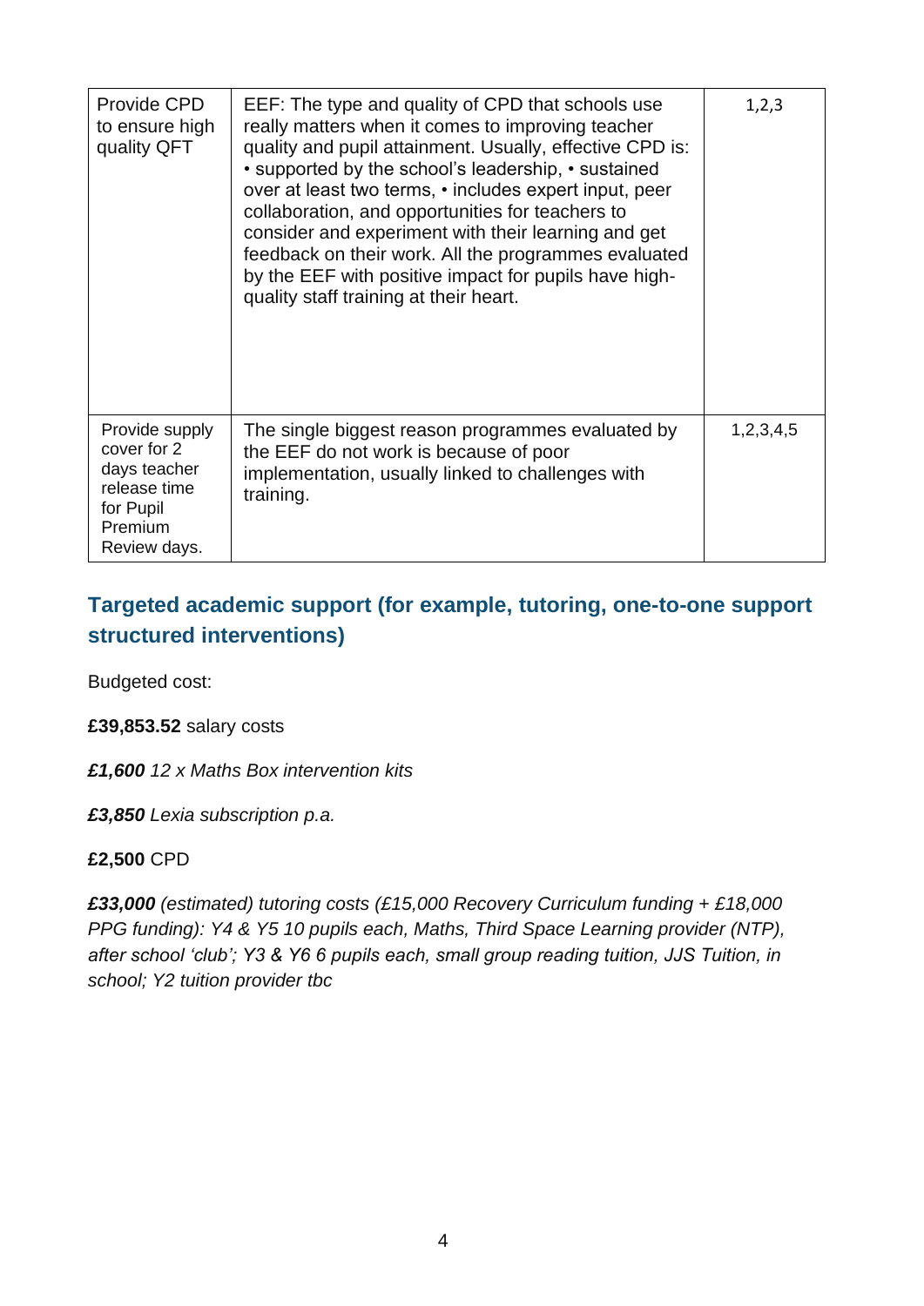| | | |
|---|---|---|
| Provide CPD to ensure high quality QFT | EEF: The type and quality of CPD that schools use really matters when it comes to improving teacher quality and pupil attainment. Usually, effective CPD is: • supported by the school's leadership, • sustained over at least two terms, • includes expert input, peer collaboration, and opportunities for teachers to consider and experiment with their learning and get feedback on their work. All the programmes evaluated by the EEF with positive impact for pupils have high-quality staff training at their heart. | 1,2,3 |
| Provide supply cover for 2 days teacher release time for Pupil Premium Review days. | The single biggest reason programmes evaluated by the EEF do not work is because of poor implementation, usually linked to challenges with training. | 1,2,3,4,5 |

## Targeted academic support (for example, tutoring, one-to-one support structured interventions)

Budgeted cost:

**£39,853.52** salary costs

***£1,600*** *12 x Maths Box intervention kits*

***£3,850*** *Lexia subscription p.a.*

**£2,500** CPD

***£33,000*** *(estimated) tutoring costs (£15,000 Recovery Curriculum funding + £18,000 PPG funding): Y4 & Y5 10 pupils each, Maths, Third Space Learning provider (NTP), after school 'club'; Y3 & Y6 6 pupils each, small group reading tuition, JJS Tuition, in school; Y2 tuition provider tbc*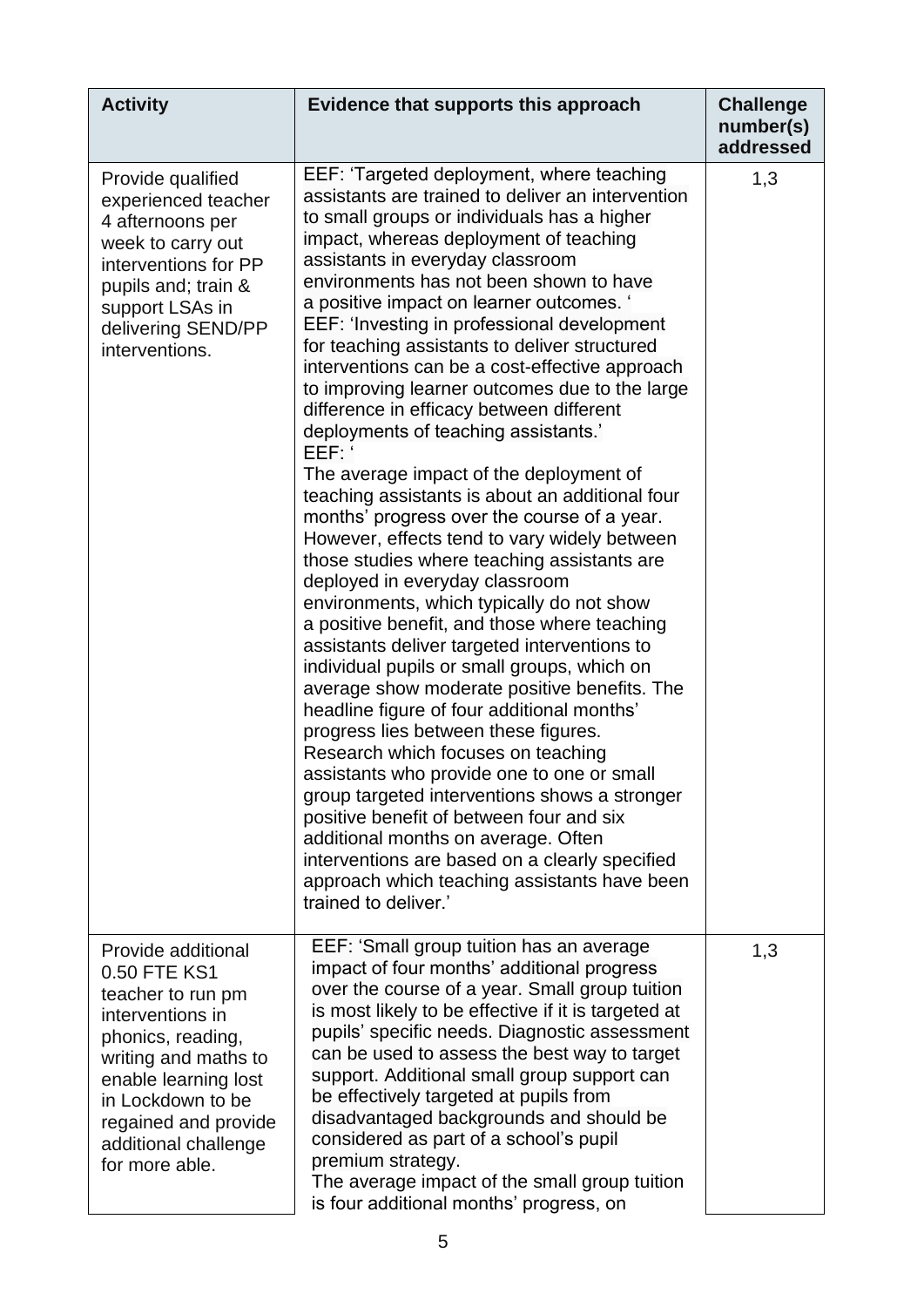| Activity | Evidence that supports this approach | Challenge number(s) addressed |
|---|---|---|
| Provide qualified experienced teacher 4 afternoons per week to carry out interventions for PP pupils and; train & support LSAs in delivering SEND/PP interventions. | EEF: 'Targeted deployment, where teaching assistants are trained to deliver an intervention to small groups or individuals has a higher impact, whereas deployment of teaching assistants in everyday classroom environments has not been shown to have a positive impact on learner outcomes. ' EEF: 'Investing in professional development for teaching assistants to deliver structured interventions can be a cost-effective approach to improving learner outcomes due to the large difference in efficacy between different deployments of teaching assistants.' EEF: ' The average impact of the deployment of teaching assistants is about an additional four months' progress over the course of a year. However, effects tend to vary widely between those studies where teaching assistants are deployed in everyday classroom environments, which typically do not show a positive benefit, and those where teaching assistants deliver targeted interventions to individual pupils or small groups, which on average show moderate positive benefits. The headline figure of four additional months' progress lies between these figures. Research which focuses on teaching assistants who provide one to one or small group targeted interventions shows a stronger positive benefit of between four and six additional months on average. Often interventions are based on a clearly specified approach which teaching assistants have been trained to deliver.' | 1,3 |
| Provide additional 0.50 FTE KS1 teacher to run pm interventions in phonics, reading, writing and maths to enable learning lost in Lockdown to be regained and provide additional challenge for more able. | EEF: 'Small group tuition has an average impact of four months' additional progress over the course of a year. Small group tuition is most likely to be effective if it is targeted at pupils' specific needs. Diagnostic assessment can be used to assess the best way to target support. Additional small group support can be effectively targeted at pupils from disadvantaged backgrounds and should be considered as part of a school's pupil premium strategy. The average impact of the small group tuition is four additional months' progress, on | 1,3 |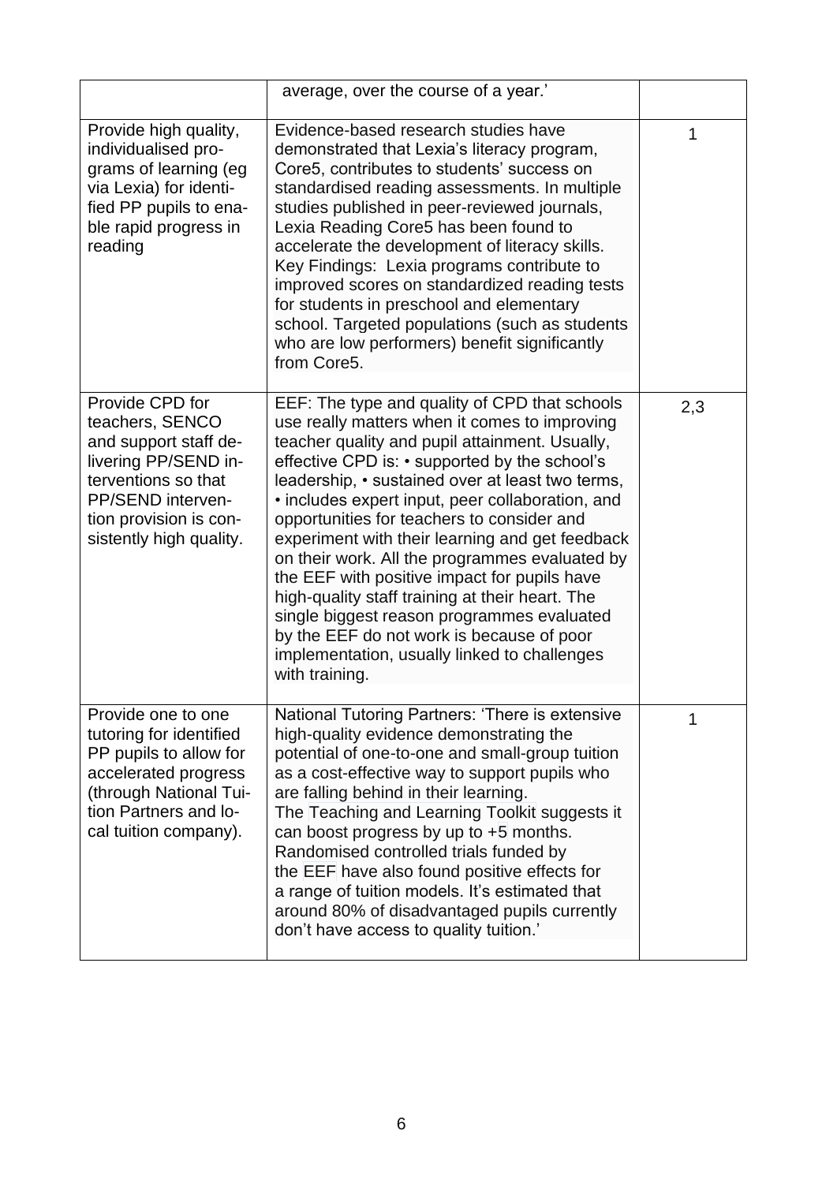| | | |
|---|---|---|
| | average, over the course of a year.' | |
| Provide high quality, individualised programs of learning (eg via Lexia) for identified PP pupils to enable rapid progress in reading | Evidence-based research studies have demonstrated that Lexia's literacy program, Core5, contributes to students' success on standardised reading assessments. In multiple studies published in peer-reviewed journals, Lexia Reading Core5 has been found to accelerate the development of literacy skills. Key Findings: Lexia programs contribute to improved scores on standardized reading tests for students in preschool and elementary school. Targeted populations (such as students who are low performers) benefit significantly from Core5. | 1 |
| Provide CPD for teachers, SENCO and support staff delivering PP/SEND interventions so that PP/SEND intervention provision is consistently high quality. | EEF: The type and quality of CPD that schools use really matters when it comes to improving teacher quality and pupil attainment. Usually, effective CPD is: • supported by the school's leadership, • sustained over at least two terms, • includes expert input, peer collaboration, and opportunities for teachers to consider and experiment with their learning and get feedback on their work. All the programmes evaluated by the EEF with positive impact for pupils have high-quality staff training at their heart. The single biggest reason programmes evaluated by the EEF do not work is because of poor implementation, usually linked to challenges with training. | 2,3 |
| Provide one to one tutoring for identified PP pupils to allow for accelerated progress (through National Tuition Partners and local tuition company). | National Tutoring Partners: 'There is extensive high-quality evidence demonstrating the potential of one-to-one and small-group tuition as a cost-effective way to support pupils who are falling behind in their learning. The Teaching and Learning Toolkit suggests it can boost progress by up to +5 months. Randomised controlled trials funded by the EEF have also found positive effects for a range of tuition models. It's estimated that around 80% of disadvantaged pupils currently don't have access to quality tuition.' | 1 |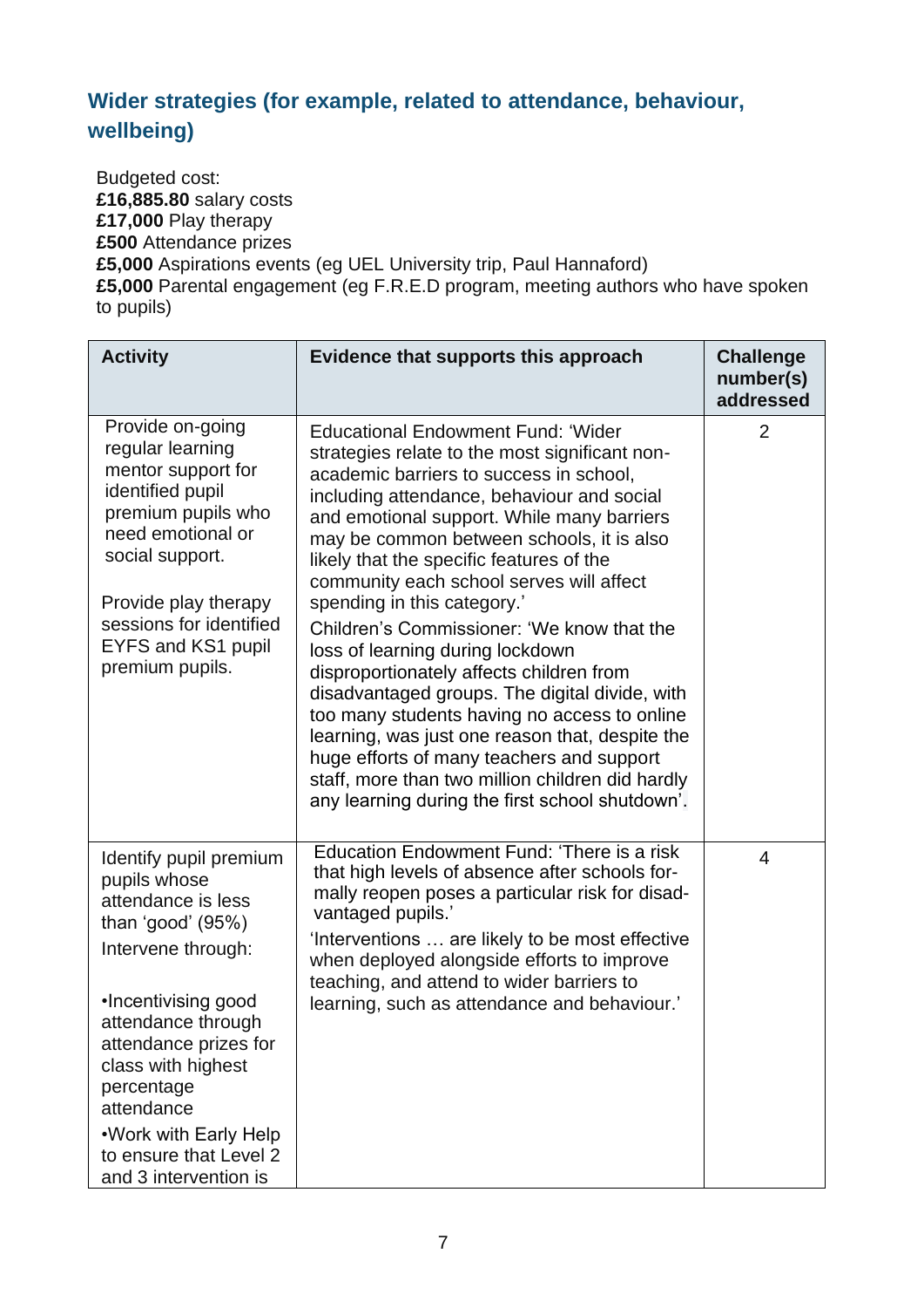## Wider strategies (for example, related to attendance, behaviour, wellbeing)

Budgeted cost:
**£16,885.80** salary costs
**£17,000** Play therapy
**£500** Attendance prizes
**£5,000** Aspirations events (eg UEL University trip, Paul Hannaford)
**£5,000** Parental engagement (eg F.R.E.D program, meeting authors who have spoken to pupils)

| Activity | Evidence that supports this approach | Challenge number(s) addressed |
| --- | --- | --- |
| Provide on-going regular learning mentor support for identified pupil premium pupils who need emotional or social support.<br><br>Provide play therapy sessions for identified EYFS and KS1 pupil premium pupils. | Educational Endowment Fund: 'Wider strategies relate to the most significant non-academic barriers to success in school, including attendance, behaviour and social and emotional support. While many barriers may be common between schools, it is also likely that the specific features of the community each school serves will affect spending in this category.'<br>Children's Commissioner: 'We know that the loss of learning during lockdown disproportionately affects children from disadvantaged groups. The digital divide, with too many students having no access to online learning, was just one reason that, despite the huge efforts of many teachers and support staff, more than two million children did hardly any learning during the first school shutdown'. | 2 |
| Identify pupil premium pupils whose attendance is less than 'good' (95%)<br>Intervene through:<br><br>•Incentivising good attendance through attendance prizes for class with highest percentage attendance<br>•Work with Early Help to ensure that Level 2 and 3 intervention is | Education Endowment Fund: 'There is a risk that high levels of absence after schools formally reopen poses a particular risk for disadvantaged pupils.'<br>'Interventions … are likely to be most effective when deployed alongside efforts to improve teaching, and attend to wider barriers to learning, such as attendance and behaviour.' | 4 |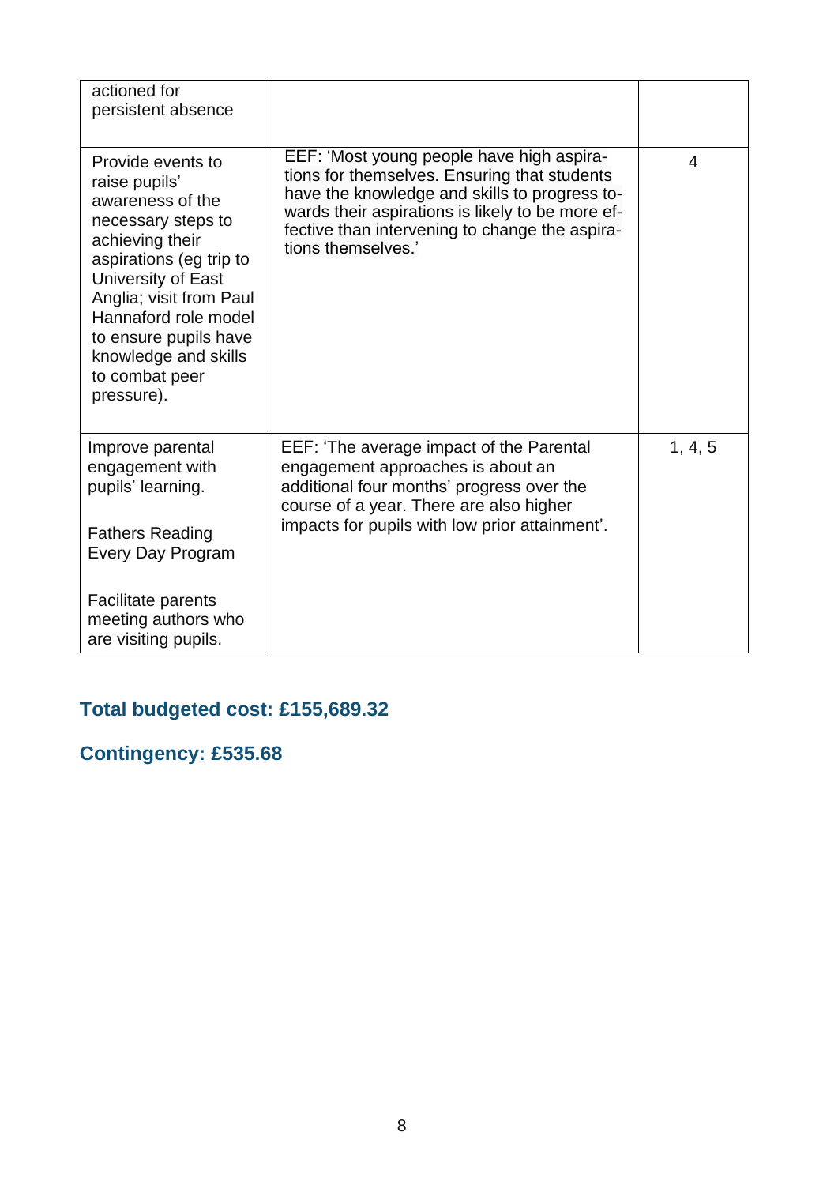| | | |
|---|---|---|
| actioned for persistent absence | | |
| Provide events to raise pupils' awareness of the necessary steps to achieving their aspirations (eg trip to University of East Anglia; visit from Paul Hannaford role model to ensure pupils have knowledge and skills to combat peer pressure). | EEF: 'Most young people have high aspirations for themselves. Ensuring that students have the knowledge and skills to progress towards their aspirations is likely to be more effective than intervening to change the aspirations themselves.' | 4 |
| Improve parental engagement with pupils' learning.<br><br>Fathers Reading Every Day Program<br><br>Facilitate parents meeting authors who are visiting pupils. | EEF: 'The average impact of the Parental engagement approaches is about an additional four months' progress over the course of a year. There are also higher impacts for pupils with low prior attainment'. | 1, 4, 5 |

## Total budgeted cost: £155,689.32

## Contingency: £535.68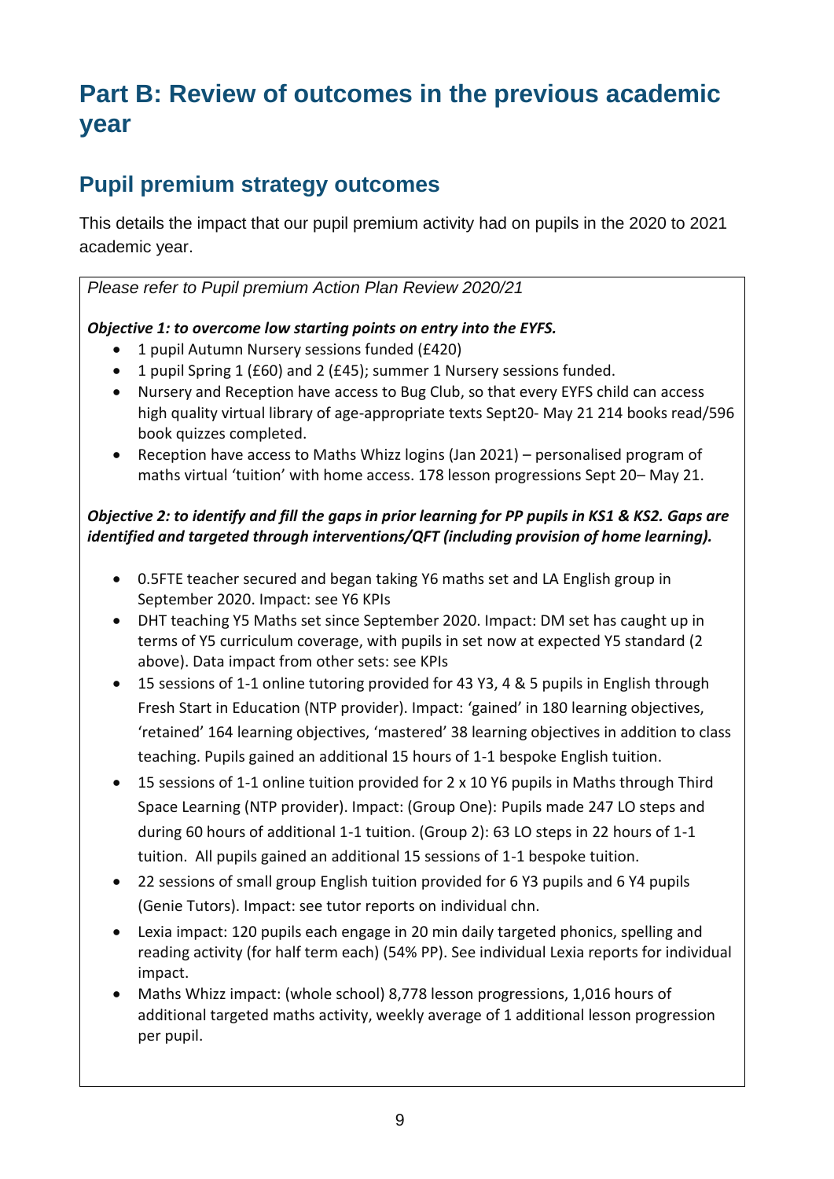# Part B: Review of outcomes in the previous academic year

## Pupil premium strategy outcomes

This details the impact that our pupil premium activity had on pupils in the 2020 to 2021 academic year.

*Please refer to Pupil premium Action Plan Review 2020/21*

***Objective 1: to overcome low starting points on entry into the EYFS.***

- 1 pupil Autumn Nursery sessions funded (£420)
- 1 pupil Spring 1 (£60) and 2 (£45); summer 1 Nursery sessions funded.
- Nursery and Reception have access to Bug Club, so that every EYFS child can access high quality virtual library of age-appropriate texts Sept20- May 21 214 books read/596 book quizzes completed.
- Reception have access to Maths Whizz logins (Jan 2021) – personalised program of maths virtual 'tuition' with home access. 178 lesson progressions Sept 20– May 21.

***Objective 2: to identify and fill the gaps in prior learning for PP pupils in KS1 & KS2. Gaps are identified and targeted through interventions/QFT (including provision of home learning).***

- 0.5FTE teacher secured and began taking Y6 maths set and LA English group in September 2020. Impact: see Y6 KPIs
- DHT teaching Y5 Maths set since September 2020. Impact: DM set has caught up in terms of Y5 curriculum coverage, with pupils in set now at expected Y5 standard (2 above). Data impact from other sets: see KPIs
- 15 sessions of 1-1 online tutoring provided for 43 Y3, 4 & 5 pupils in English through Fresh Start in Education (NTP provider). Impact: 'gained' in 180 learning objectives, 'retained' 164 learning objectives, 'mastered' 38 learning objectives in addition to class teaching. Pupils gained an additional 15 hours of 1-1 bespoke English tuition.
- 15 sessions of 1-1 online tuition provided for 2 x 10 Y6 pupils in Maths through Third Space Learning (NTP provider). Impact: (Group One): Pupils made 247 LO steps and during 60 hours of additional 1-1 tuition. (Group 2): 63 LO steps in 22 hours of 1-1 tuition. All pupils gained an additional 15 sessions of 1-1 bespoke tuition.
- 22 sessions of small group English tuition provided for 6 Y3 pupils and 6 Y4 pupils (Genie Tutors). Impact: see tutor reports on individual chn.
- Lexia impact: 120 pupils each engage in 20 min daily targeted phonics, spelling and reading activity (for half term each) (54% PP). See individual Lexia reports for individual impact.
- Maths Whizz impact: (whole school) 8,778 lesson progressions, 1,016 hours of additional targeted maths activity, weekly average of 1 additional lesson progression per pupil.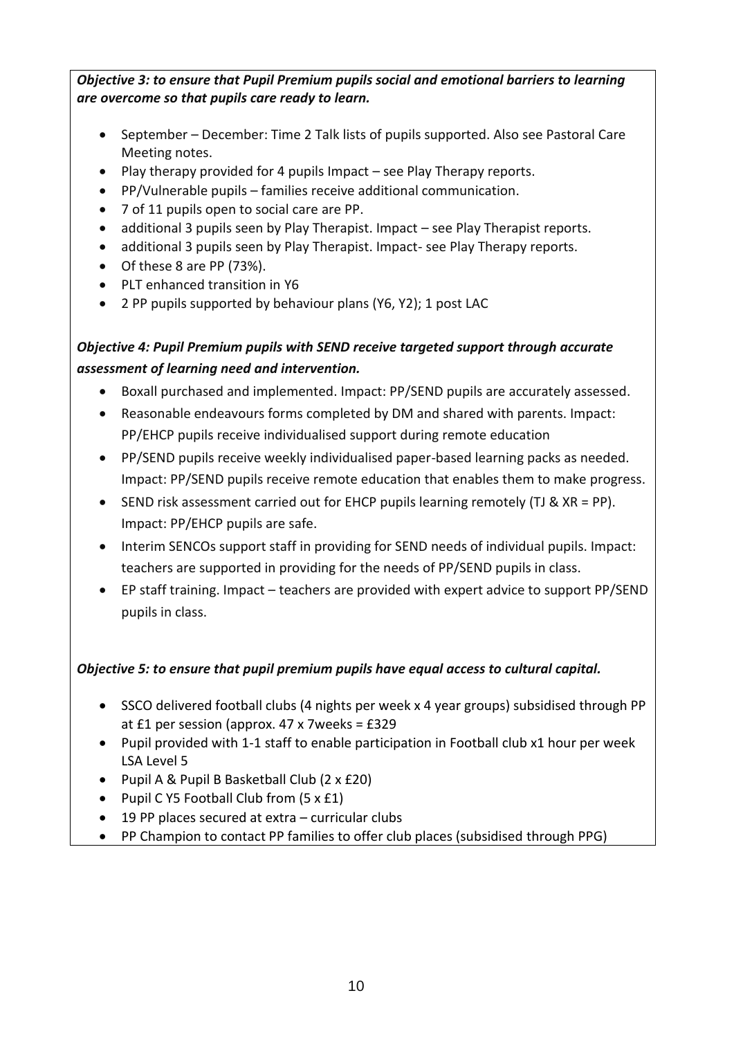***Objective 3: to ensure that Pupil Premium pupils social and emotional barriers to learning are overcome so that pupils care ready to learn.***

- September – December: Time 2 Talk lists of pupils supported. Also see Pastoral Care Meeting notes.
- Play therapy provided for 4 pupils Impact – see Play Therapy reports.
- PP/Vulnerable pupils – families receive additional communication.
- 7 of 11 pupils open to social care are PP.
- additional 3 pupils seen by Play Therapist. Impact – see Play Therapist reports.
- additional 3 pupils seen by Play Therapist. Impact- see Play Therapy reports.
- Of these 8 are PP (73%).
- PLT enhanced transition in Y6
- 2 PP pupils supported by behaviour plans (Y6, Y2); 1 post LAC

***Objective 4: Pupil Premium pupils with SEND receive targeted support through accurate assessment of learning need and intervention.***

- Boxall purchased and implemented. Impact: PP/SEND pupils are accurately assessed.
- Reasonable endeavours forms completed by DM and shared with parents. Impact: PP/EHCP pupils receive individualised support during remote education
- PP/SEND pupils receive weekly individualised paper-based learning packs as needed. Impact: PP/SEND pupils receive remote education that enables them to make progress.
- SEND risk assessment carried out for EHCP pupils learning remotely (TJ & XR = PP). Impact: PP/EHCP pupils are safe.
- Interim SENCOs support staff in providing for SEND needs of individual pupils. Impact: teachers are supported in providing for the needs of PP/SEND pupils in class.
- EP staff training. Impact – teachers are provided with expert advice to support PP/SEND pupils in class.

***Objective 5: to ensure that pupil premium pupils have equal access to cultural capital.***

- SSCO delivered football clubs (4 nights per week x 4 year groups) subsidised through PP at £1 per session (approx. 47 x 7weeks = £329
- Pupil provided with 1-1 staff to enable participation in Football club x1 hour per week LSA Level 5
- Pupil A & Pupil B Basketball Club (2 x £20)
- Pupil C Y5 Football Club from (5 x £1)
- 19 PP places secured at extra – curricular clubs
- PP Champion to contact PP families to offer club places (subsidised through PPG)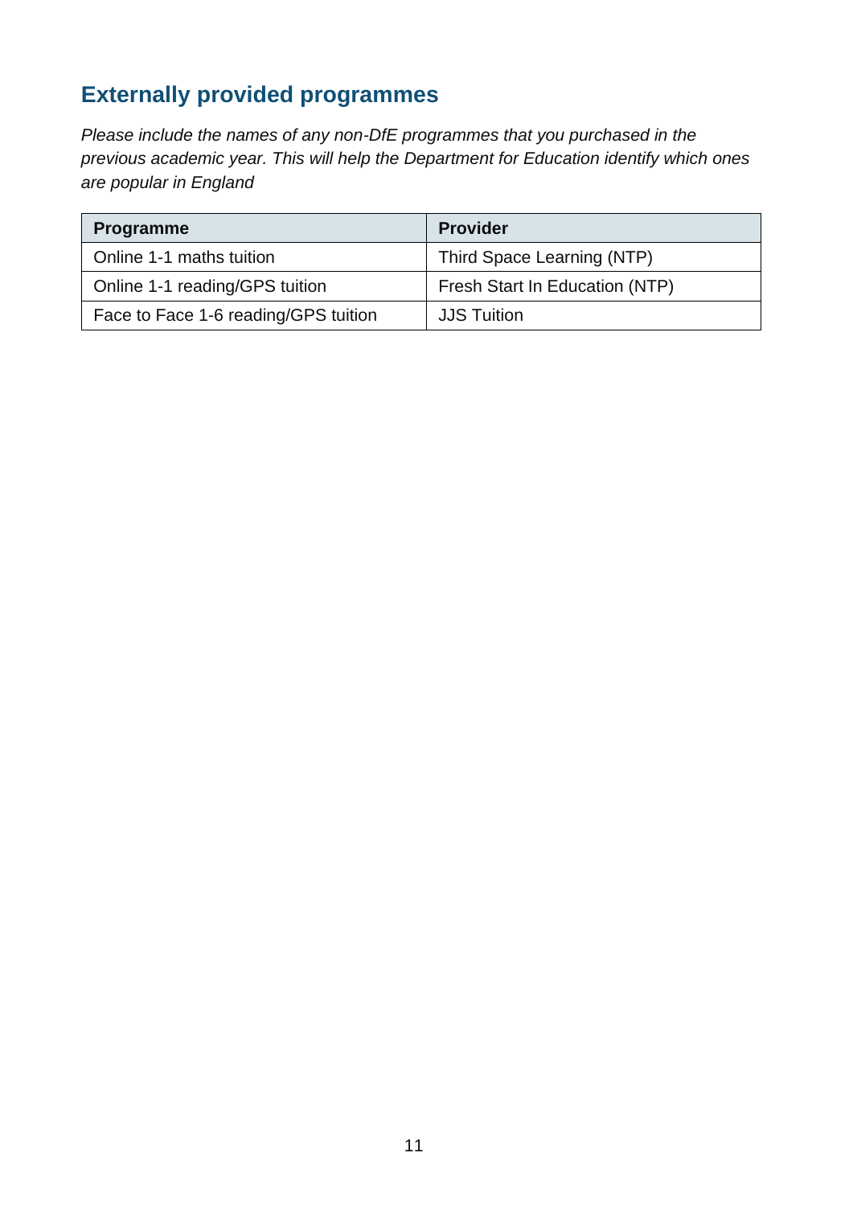## Externally provided programmes

*Please include the names of any non-DfE programmes that you purchased in the previous academic year. This will help the Department for Education identify which ones are popular in England*

| Programme | Provider |
|---|---|
| Online 1-1 maths tuition | Third Space Learning (NTP) |
| Online 1-1 reading/GPS tuition | Fresh Start In Education (NTP) |
| Face to Face 1-6 reading/GPS tuition | JJS Tuition |